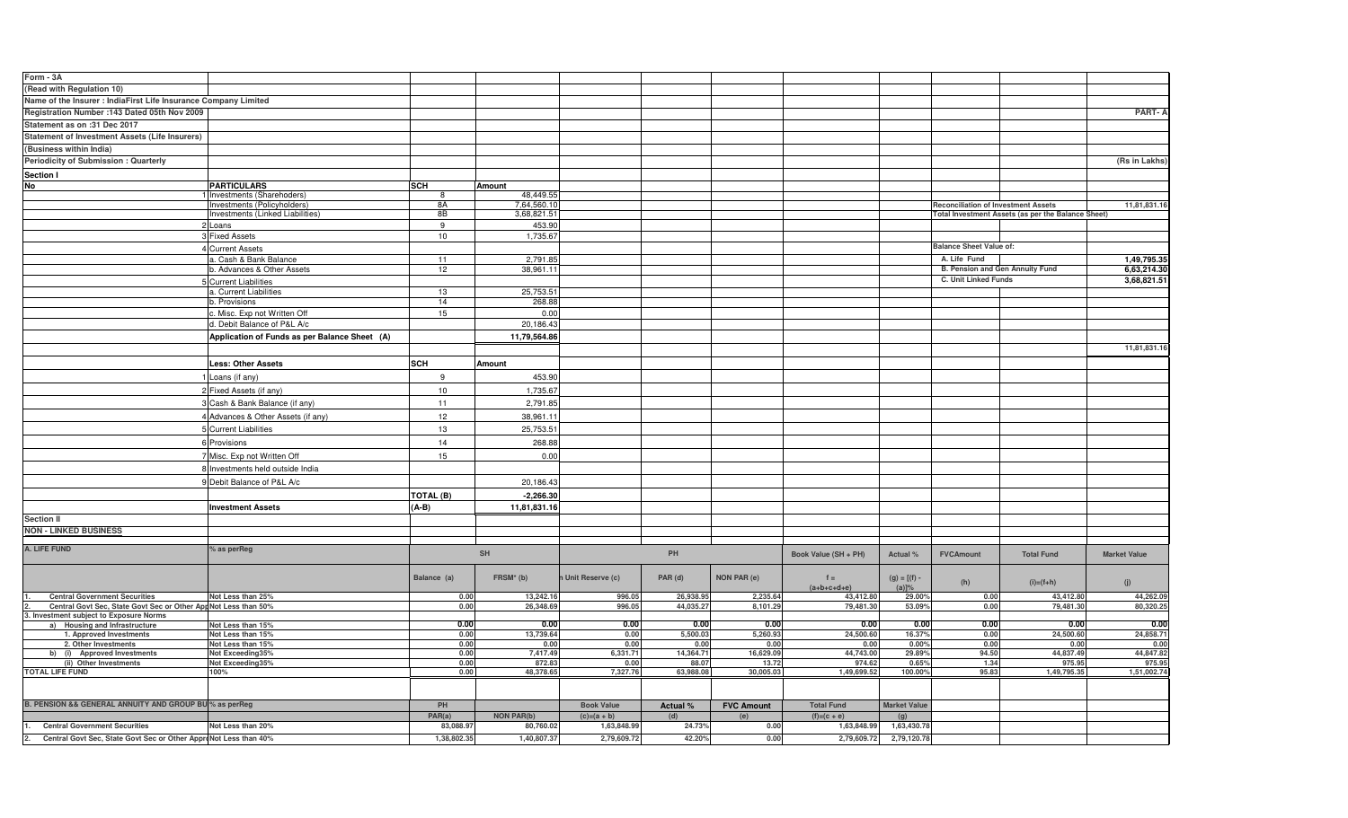Form - 3A

(Read with Regulation 10)

Name of the Insurer : IndiaFirst Life Insurance Company Limited

Registration Number :143 Dated 05th Nov 2009

Statement as on :31 Dec 2017

Statement of Investment Assets (Life Insurers)

(Business within India)

Periodicity of Submission : Quarterly

PART- A

(Rs in Lakhs)

## Section I

| No | PARTICULARS | SCH | Amount |
|---|---|---|---|
| 1 | Investments (Sharehoders) | 8 | 48,449.55 |
| | Investments (Policyholders) | 8A | 7,64,560.10 |
| | Investments (Linked Liabilities) | 8B | 3,68,821.51 |
| 2 | Loans | 9 | 453.90 |
| 3 | Fixed Assets | 10 | 1,735.67 |
| 4 | Current Assets | | |
| | a. Cash & Bank Balance | 11 | 2,791.85 |
| | b. Advances & Other Assets | 12 | 38,961.11 |
| 5 | Current Liabilities | | |
| | a. Current Liabilities | 13 | 25,753.51 |
| | b. Provisions | 14 | 268.88 |
| | c. Misc. Exp not Written Off | 15 | 0.00 |
| | d. Debit Balance of P&L A/c | | 20,186.43 |
| | Application of Funds as per Balance Sheet (A) | | 11,79,564.86 |

| Reconciliation of Investment Assets | |
|---|---|
| Total Investment Assets (as per the Balance Sheet) | 11,81,831.16 |
| Balance Sheet Value of: | |
| A. Life Fund | 1,49,795.35 |
| B. Pension and Gen Annuity Fund | 6,63,214.30 |
| C. Unit Linked Funds | 3,68,821.51 |
| | 11,81,831.16 |

| No | Less: Other Assets | SCH | Amount |
|---|---|---|---|
| 1 | Loans (if any) | 9 | 453.90 |
| 2 | Fixed Assets (if any) | 10 | 1,735.67 |
| 3 | Cash & Bank Balance (if any) | 11 | 2,791.85 |
| 4 | Advances & Other Assets (if any) | 12 | 38,961.11 |
| 5 | Current Liabilities | 13 | 25,753.51 |
| 6 | Provisions | 14 | 268.88 |
| 7 | Misc. Exp not Written Off | 15 | 0.00 |
| 8 | Investments held outside India | | |
| 9 | Debit Balance of P&L A/c | | 20,186.43 |
| | | TOTAL (B) | -2,266.30 |
| | Investment Assets | (A-B) | 11,81,831.16 |

## Section II

NON - LINKED BUSINESS

| A. LIFE FUND | % as perReg | SH | | PH | | | Book Value (SH + PH) | Actual % | FVCAmount | Total Fund | Market Value |
|---|---|---|---|---|---|---|---|---|---|---|---|
| | | Balance (a) | FRSM* (b) | Unit Reserve (c) | PAR (d) | NON PAR (e) | f = (a+b+c+d+e) | (g) = [(f) - (a)]% | (h) | (i)=(f+h) | (j) |
| 1. Central Government Securities | Not Less than 25% | 0.00 | 13,242.16 | 996.05 | 26,938.95 | 2,235.64 | 43,412.80 | 29.00% | 0.00 | 43,412.80 | 44,262.09 |
| 2. Central Govt Sec, State Govt Sec or Other Approved | Not Less than 50% | 0.00 | 26,348.69 | 996.05 | 44,035.27 | 8,101.29 | 79,481.30 | 53.09% | 0.00 | 79,481.30 | 80,320.25 |
| 3. Investment subject to Exposure Norms | | | | | | | | | | | |
| a) Housing and Infrastructure | Not Less than 15% | 0.00 | 0.00 | 0.00 | 0.00 | 0.00 | 0.00 | 0.00 | 0.00 | 0.00 | 0.00 |
| 1. Approved Investments | Not Less than 15% | 0.00 | 13,739.64 | 0.00 | 5,500.03 | 5,260.93 | 24,500.60 | 16.37% | 0.00 | 24,500.60 | 24,858.71 |
| 2. Other Investments | Not Less than 15% | 0.00 | 0.00 | 0.00 | 0.00 | 0.00 | 0.00 | 0.00% | 0.00 | 0.00 | 0.00 |
| b) (i) Approved Investments | Not Exceeding35% | 0.00 | 7,417.49 | 6,331.71 | 14,364.71 | 16,629.09 | 44,743.00 | 29.89% | 94.50 | 44,837.49 | 44,847.82 |
| (ii) Other Investments | Not Exceeding35% | 0.00 | 872.83 | 0.00 | 88.07 | 13.72 | 974.62 | 0.65% | 1.34 | 975.95 | 975.95 |
| TOTAL LIFE FUND | 100% | 0.00 | 48,378.65 | 7,327.76 | 63,988.08 | 30,005.03 | 1,49,699.52 | 100.00% | 95.83 | 1,49,795.35 | 1,51,002.74 |

| B. PENSION && GENERAL ANNUITY AND GROUP BU | % as perReg | PH | | Book Value | Actual % | FVC Amount | Total Fund | Market Value |
|---|---|---|---|---|---|---|---|---|
| | | PAR(a) | NON PAR(b) | (c)=(a + b) | (d) | (e) | (f)=(c + e) | (g) |
| 1. Central Government Securities | Not Less than 20% | 83,088.97 | 80,760.02 | 1,63,848.99 | 24.73% | 0.00 | 1,63,848.99 | 1,63,430.78 |
| 2. Central Govt Sec, State Govt Sec or Other Approved | Not Less than 40% | 1,38,802.35 | 1,40,807.37 | 2,79,609.72 | 42.20% | 0.00 | 2,79,609.72 | 2,79,120.78 |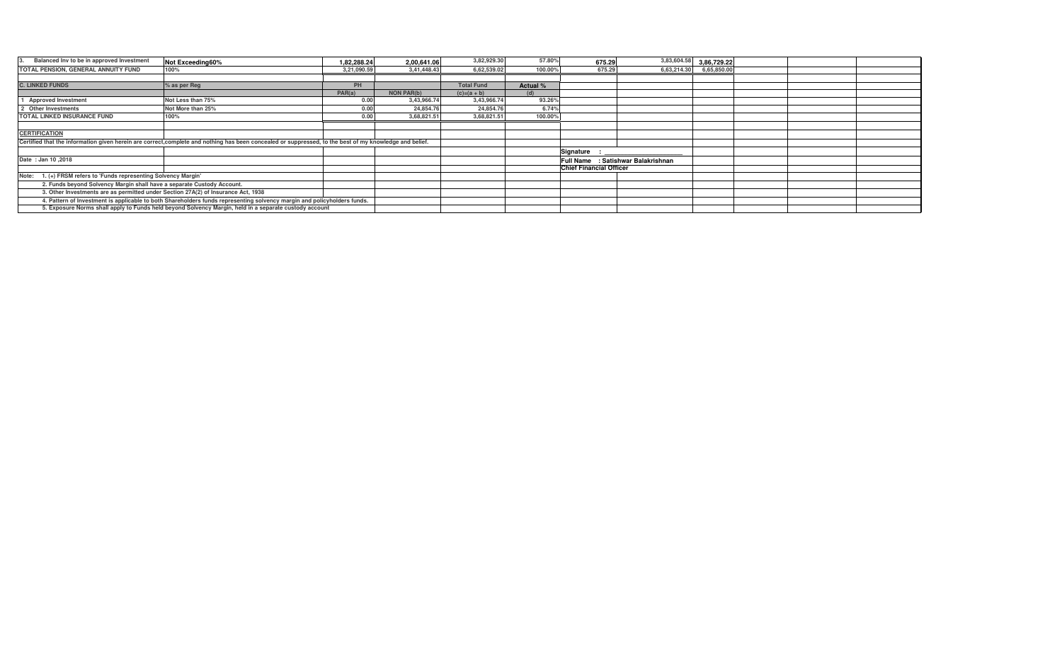| | | | | | | | | | | | | |
|---|---|---|---|---|---|---|---|---|---|---|---|---|
| 3. Balanced Inv to be in approved Investment | Not Exceeding60% | 1,82,288.24 | 2,00,641.06 | 3,82,929.30 | 57.80% | 675.29 | 3,83,604.58 | 3,86,729.22 | | | |
| TOTAL PENSION, GENERAL ANNUITY FUND | 100% | 3,21,090.59 | 3,41,448.43 | 6,62,539.02 | 100.00% | 675.29 | 6,63,214.30 | 6,65,850.00 | | | |
| | | | | | | | | | | | |
| C. LINKED FUNDS | % as per Reg | PH | | Total Fund | Actual % | | | | | | |
| | | PAR(a) | NON PAR(b) | (c)=(a + b) | (d) | | | | | | |
| 1 Approved Investment | Not Less than 75% | 0.00 | 3,43,966.74 | 3,43,966.74 | 93.26% | | | | | | |
| 2 Other Investments | Not More than 25% | 0.00 | 24,854.76 | 24,854.76 | 6.74% | | | | | | |
| TOTAL LINKED INSURANCE FUND | 100% | 0.00 | 3,68,821.51 | 3,68,821.51 | 100.00% | | | | | | |
| | | | | | | | | | | | |
| CERTIFICATION | | | | | | | | | | | |
| Certified that the information given herein are correct,complete and nothing has been concealed or suppressed, to the best of my knowledge and belief. | | | | | | | | | | | |
| | | | | | | Signature : ______________________ | | | | | |
| Date : Jan 10 ,2018 | | | | | | Full Name : Satishwar Balakrishnan | | | | | |
| | | | | | | Chief Financial Officer | | | | | |
| Note: 1. (+) FRSM refers to 'Funds representing Solvency Margin' | | | | | | | | | | | |
| 2. Funds beyond Solvency Margin shall have a separate Custody Account. | | | | | | | | | | | |
| 3. Other Investments are as permitted under Section 27A(2) of Insurance Act, 1938 | | | | | | | | | | | |
| 4. Pattern of Investment is applicable to both Shareholders funds representing solvency margin and policyholders funds. | | | | | | | | | | | |
| 5. Exposure Norms shall apply to Funds held beyond Solvency Margin, held in a separate custody account | | | | | | | | | | | |